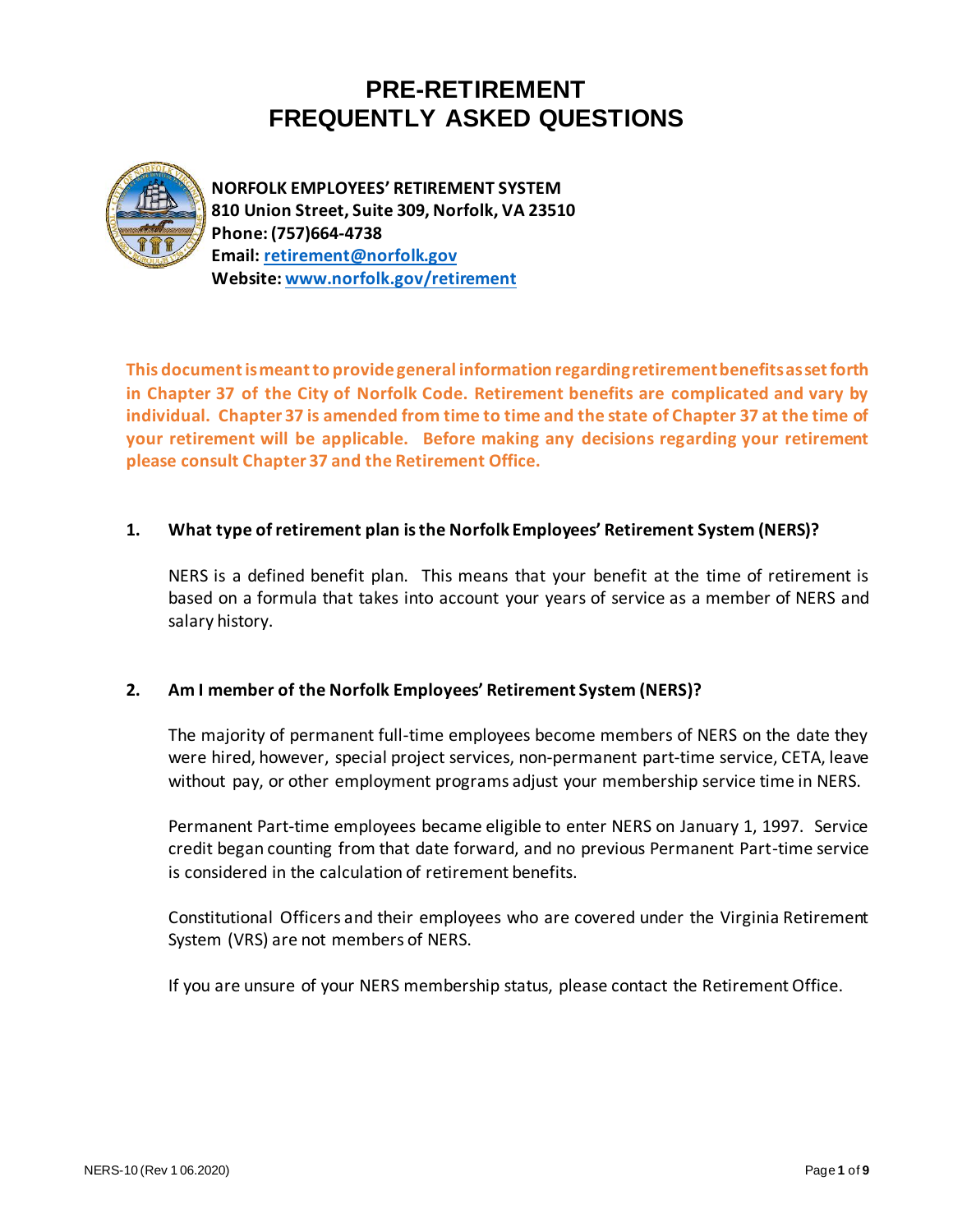# PRE-RETIREMENT
# FREQUENTLY ASKED QUESTIONS

**NORFOLK EMPLOYEES' RETIREMENT SYSTEM**
**810 Union Street, Suite 309, Norfolk, VA 23510**
**Phone: (757)664-4738**
**Email: retirement@norfolk.gov**
**Website: www.norfolk.gov/retirement**

**This document is meant to provide general information regarding retirement benefits as set forth in Chapter 37 of the City of Norfolk Code. Retirement benefits are complicated and vary by individual. Chapter 37 is amended from time to time and the state of Chapter 37 at the time of your retirement will be applicable. Before making any decisions regarding your retirement please consult Chapter 37 and the Retirement Office.**

### 1. What type of retirement plan is the Norfolk Employees' Retirement System (NERS)?

NERS is a defined benefit plan. This means that your benefit at the time of retirement is based on a formula that takes into account your years of service as a member of NERS and salary history.

### 2. Am I member of the Norfolk Employees' Retirement System (NERS)?

The majority of permanent full-time employees become members of NERS on the date they were hired, however, special project services, non-permanent part-time service, CETA, leave without pay, or other employment programs adjust your membership service time in NERS.

Permanent Part-time employees became eligible to enter NERS on January 1, 1997. Service credit began counting from that date forward, and no previous Permanent Part-time service is considered in the calculation of retirement benefits.

Constitutional Officers and their employees who are covered under the Virginia Retirement System (VRS) are not members of NERS.

If you are unsure of your NERS membership status, please contact the Retirement Office.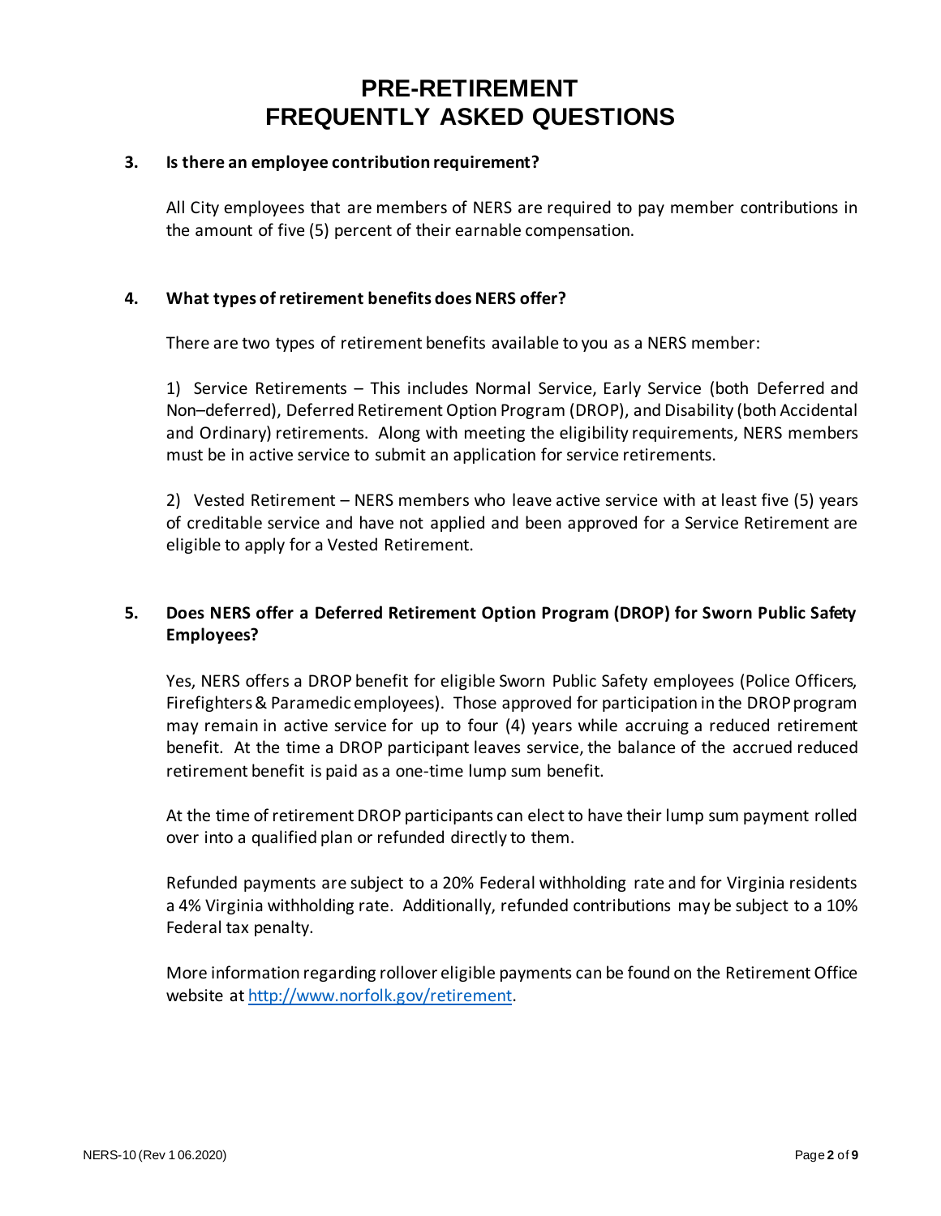# PRE-RETIREMENT
# FREQUENTLY ASKED QUESTIONS

**3. Is there an employee contribution requirement?**

All City employees that are members of NERS are required to pay member contributions in the amount of five (5) percent of their earnable compensation.

**4. What types of retirement benefits does NERS offer?**

There are two types of retirement benefits available to you as a NERS member:

1) Service Retirements – This includes Normal Service, Early Service (both Deferred and Non–deferred), Deferred Retirement Option Program (DROP), and Disability (both Accidental and Ordinary) retirements. Along with meeting the eligibility requirements, NERS members must be in active service to submit an application for service retirements.

2) Vested Retirement – NERS members who leave active service with at least five (5) years of creditable service and have not applied and been approved for a Service Retirement are eligible to apply for a Vested Retirement.

**5. Does NERS offer a Deferred Retirement Option Program (DROP) for Sworn Public Safety Employees?**

Yes, NERS offers a DROP benefit for eligible Sworn Public Safety employees (Police Officers, Firefighters & Paramedic employees). Those approved for participation in the DROP program may remain in active service for up to four (4) years while accruing a reduced retirement benefit. At the time a DROP participant leaves service, the balance of the accrued reduced retirement benefit is paid as a one-time lump sum benefit.

At the time of retirement DROP participants can elect to have their lump sum payment rolled over into a qualified plan or refunded directly to them.

Refunded payments are subject to a 20% Federal withholding rate and for Virginia residents a 4% Virginia withholding rate. Additionally, refunded contributions may be subject to a 10% Federal tax penalty.

More information regarding rollover eligible payments can be found on the Retirement Office website at [http://www.norfolk.gov/retirement](http://www.norfolk.gov/retirement).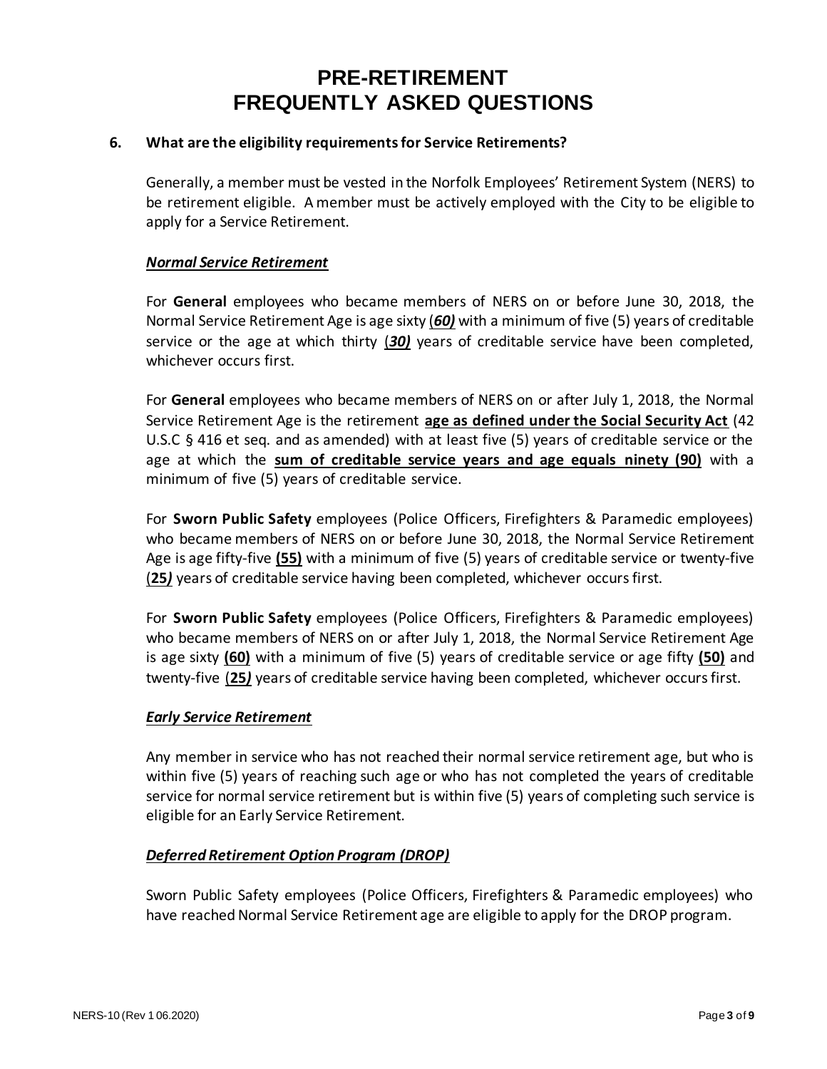# PRE-RETIREMENT
# FREQUENTLY ASKED QUESTIONS

**6. What are the eligibility requirements for Service Retirements?**

Generally, a member must be vested in the Norfolk Employees' Retirement System (NERS) to be retirement eligible. A member must be actively employed with the City to be eligible to apply for a Service Retirement.

***Normal Service Retirement***

For **General** employees who became members of NERS on or before June 30, 2018, the Normal Service Retirement Age is age sixty (***60)*** with a minimum of five (5) years of creditable service or the age at which thirty (***30)*** years of creditable service have been completed, whichever occurs first.

For **General** employees who became members of NERS on or after July 1, 2018, the Normal Service Retirement Age is the retirement **age as defined under the Social Security Act** (42 U.S.C § 416 et seq. and as amended) with at least five (5) years of creditable service or the age at which the **sum of creditable service years and age equals ninety (90)** with a minimum of five (5) years of creditable service.

For **Sworn Public Safety** employees (Police Officers, Firefighters & Paramedic employees) who became members of NERS on or before June 30, 2018, the Normal Service Retirement Age is age fifty-five **(55)** with a minimum of five (5) years of creditable service or twenty-five (**25*)*** years of creditable service having been completed, whichever occurs first.

For **Sworn Public Safety** employees (Police Officers, Firefighters & Paramedic employees) who became members of NERS on or after July 1, 2018, the Normal Service Retirement Age is age sixty **(60)** with a minimum of five (5) years of creditable service or age fifty **(50)** and twenty-five (**25*)*** years of creditable service having been completed, whichever occurs first.

***Early Service Retirement***

Any member in service who has not reached their normal service retirement age, but who is within five (5) years of reaching such age or who has not completed the years of creditable service for normal service retirement but is within five (5) years of completing such service is eligible for an Early Service Retirement.

***Deferred Retirement Option Program (DROP)***

Sworn Public Safety employees (Police Officers, Firefighters & Paramedic employees) who have reached Normal Service Retirement age are eligible to apply for the DROP program.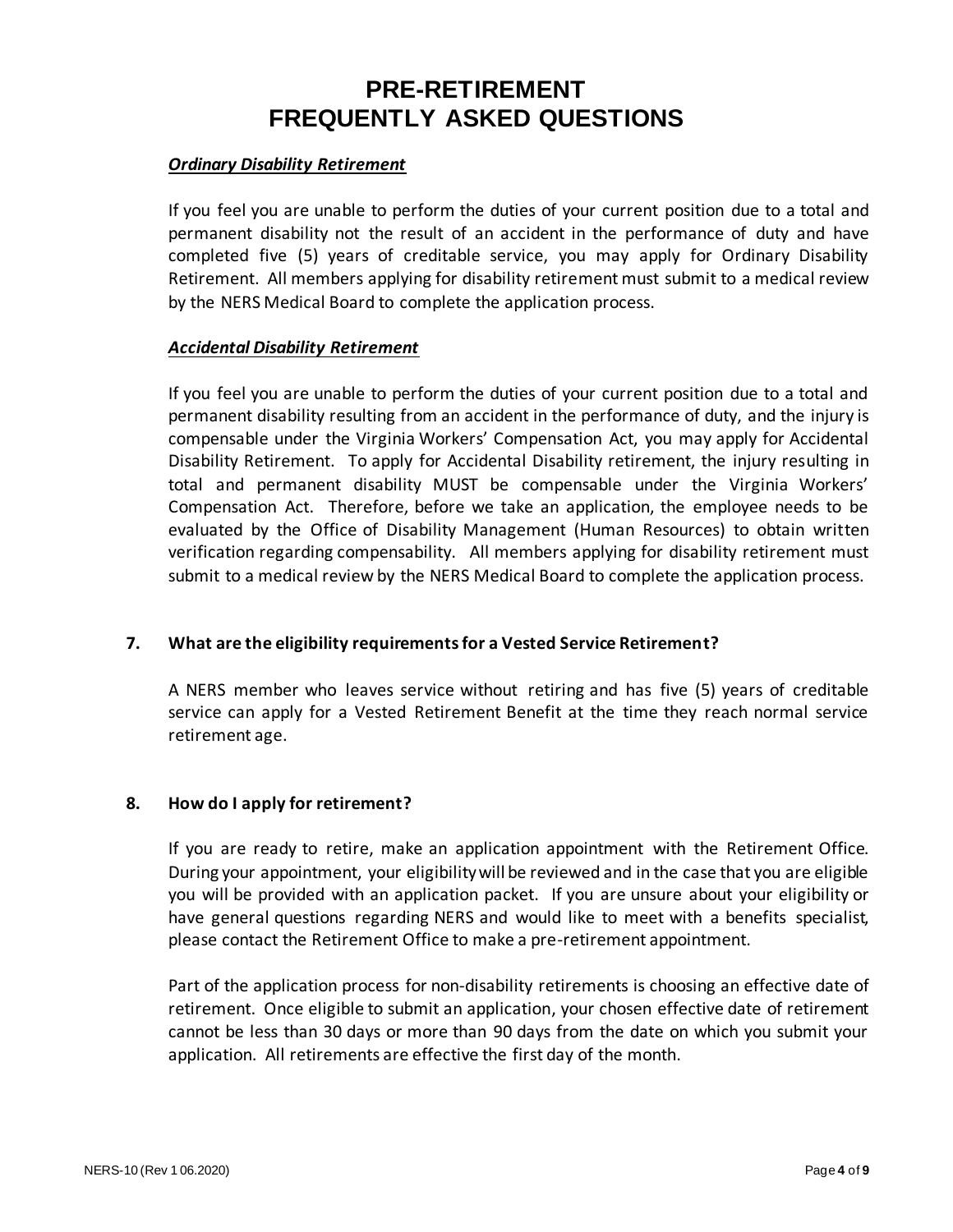# PRE-RETIREMENT FREQUENTLY ASKED QUESTIONS

***Ordinary Disability Retirement***

If you feel you are unable to perform the duties of your current position due to a total and permanent disability not the result of an accident in the performance of duty and have completed five (5) years of creditable service, you may apply for Ordinary Disability Retirement. All members applying for disability retirement must submit to a medical review by the NERS Medical Board to complete the application process.

***Accidental Disability Retirement***

If you feel you are unable to perform the duties of your current position due to a total and permanent disability resulting from an accident in the performance of duty, and the injury is compensable under the Virginia Workers' Compensation Act, you may apply for Accidental Disability Retirement. To apply for Accidental Disability retirement, the injury resulting in total and permanent disability MUST be compensable under the Virginia Workers' Compensation Act. Therefore, before we take an application, the employee needs to be evaluated by the Office of Disability Management (Human Resources) to obtain written verification regarding compensability. All members applying for disability retirement must submit to a medical review by the NERS Medical Board to complete the application process.

**7. What are the eligibility requirements for a Vested Service Retirement?**

A NERS member who leaves service without retiring and has five (5) years of creditable service can apply for a Vested Retirement Benefit at the time they reach normal service retirement age.

**8. How do I apply for retirement?**

If you are ready to retire, make an application appointment with the Retirement Office. During your appointment, your eligibility will be reviewed and in the case that you are eligible you will be provided with an application packet. If you are unsure about your eligibility or have general questions regarding NERS and would like to meet with a benefits specialist, please contact the Retirement Office to make a pre-retirement appointment.

Part of the application process for non-disability retirements is choosing an effective date of retirement. Once eligible to submit an application, your chosen effective date of retirement cannot be less than 30 days or more than 90 days from the date on which you submit your application. All retirements are effective the first day of the month.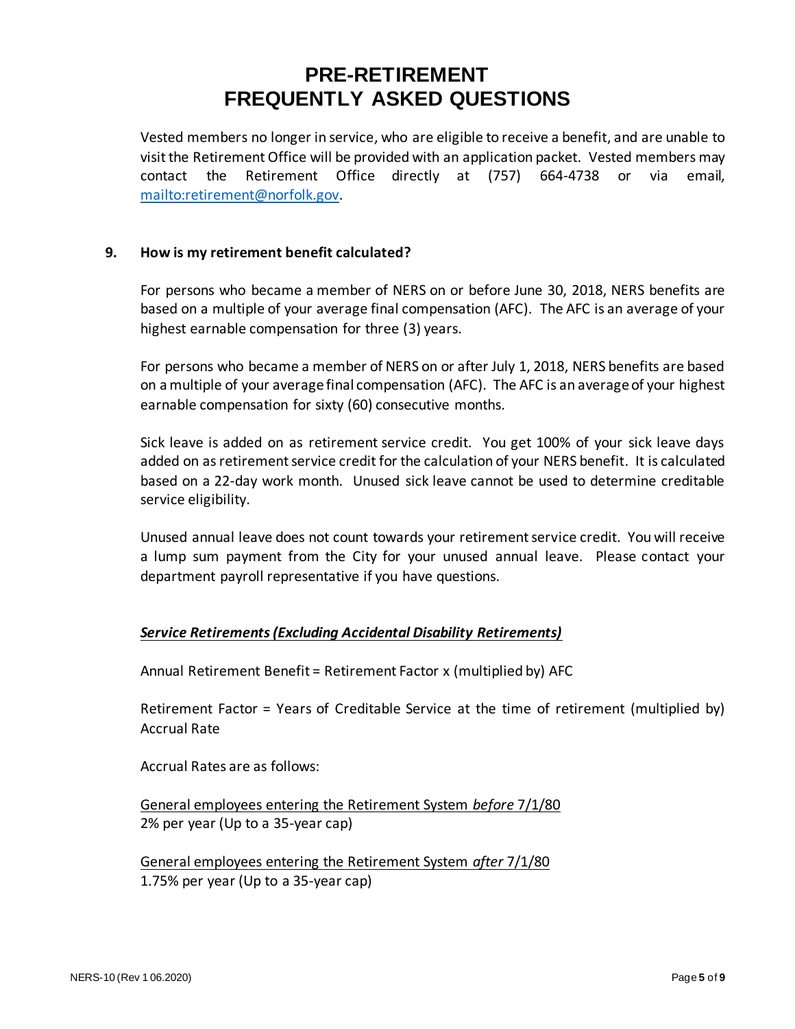# PRE-RETIREMENT FREQUENTLY ASKED QUESTIONS

Vested members no longer in service, who are eligible to receive a benefit, and are unable to visit the Retirement Office will be provided with an application packet. Vested members may contact the Retirement Office directly at (757) 664-4738 or via email, mailto:retirement@norfolk.gov.

**9. How is my retirement benefit calculated?**

For persons who became a member of NERS on or before June 30, 2018, NERS benefits are based on a multiple of your average final compensation (AFC). The AFC is an average of your highest earnable compensation for three (3) years.

For persons who became a member of NERS on or after July 1, 2018, NERS benefits are based on a multiple of your average final compensation (AFC). The AFC is an average of your highest earnable compensation for sixty (60) consecutive months.

Sick leave is added on as retirement service credit. You get 100% of your sick leave days added on as retirement service credit for the calculation of your NERS benefit. It is calculated based on a 22-day work month. Unused sick leave cannot be used to determine creditable service eligibility.

Unused annual leave does not count towards your retirement service credit. You will receive a lump sum payment from the City for your unused annual leave. Please contact your department payroll representative if you have questions.

***Service Retirements (Excluding Accidental Disability Retirements)***

Annual Retirement Benefit = Retirement Factor x (multiplied by) AFC

Retirement Factor = Years of Creditable Service at the time of retirement (multiplied by) Accrual Rate

Accrual Rates are as follows:

General employees entering the Retirement System *before* 7/1/80
2% per year (Up to a 35-year cap)

General employees entering the Retirement System *after* 7/1/80
1.75% per year (Up to a 35-year cap)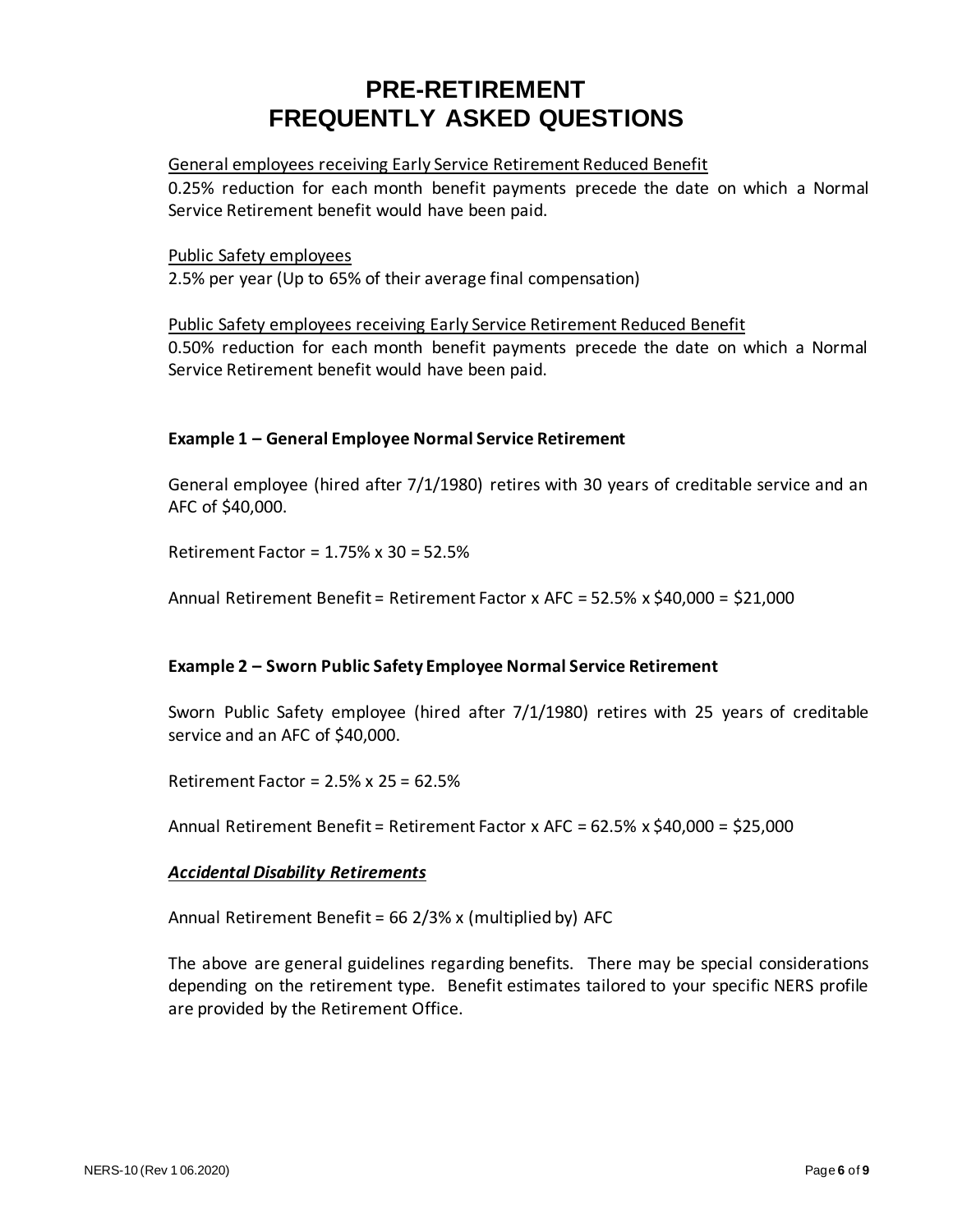# PRE-RETIREMENT FREQUENTLY ASKED QUESTIONS

<u>General employees receiving Early Service Retirement Reduced Benefit</u>
0.25% reduction for each month benefit payments precede the date on which a Normal Service Retirement benefit would have been paid.

<u>Public Safety employees</u>
2.5% per year (Up to 65% of their average final compensation)

<u>Public Safety employees receiving Early Service Retirement Reduced Benefit</u>
0.50% reduction for each month benefit payments precede the date on which a Normal Service Retirement benefit would have been paid.

**Example 1 – General Employee Normal Service Retirement**

General employee (hired after 7/1/1980) retires with 30 years of creditable service and an AFC of $40,000.

Retirement Factor = 1.75% x 30 = 52.5%

Annual Retirement Benefit = Retirement Factor x AFC = 52.5% x $40,000 = $21,000

**Example 2 – Sworn Public Safety Employee Normal Service Retirement**

Sworn Public Safety employee (hired after 7/1/1980) retires with 25 years of creditable service and an AFC of $40,000.

Retirement Factor = 2.5% x 25 = 62.5%

Annual Retirement Benefit = Retirement Factor x AFC = 62.5% x $40,000 = $25,000

***<u>Accidental Disability Retirements</u>***

Annual Retirement Benefit = 66 2/3% x (multiplied by) AFC

The above are general guidelines regarding benefits. There may be special considerations depending on the retirement type. Benefit estimates tailored to your specific NERS profile are provided by the Retirement Office.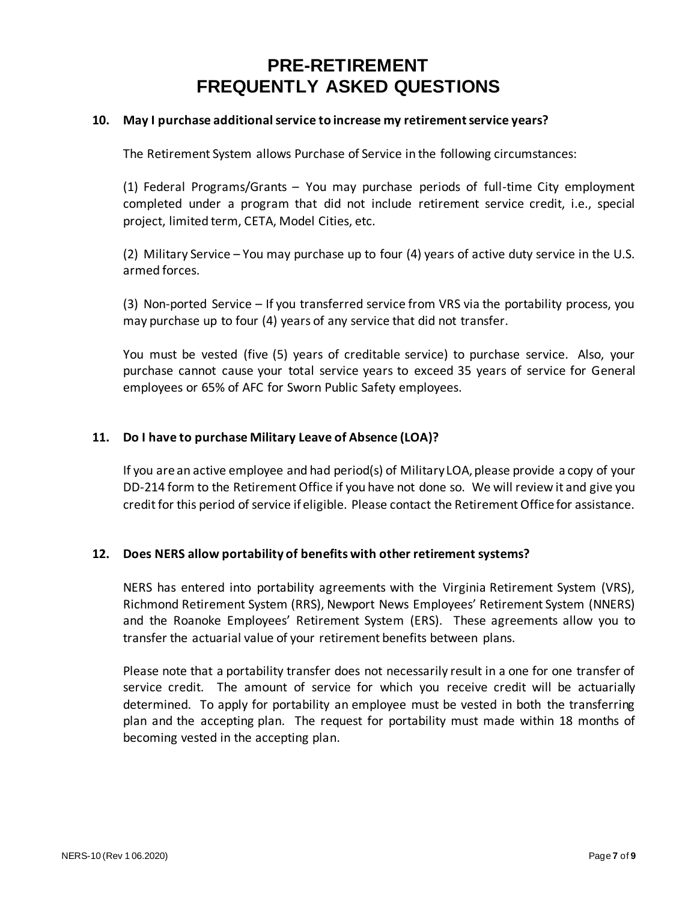# PRE-RETIREMENT FREQUENTLY ASKED QUESTIONS

**10. May I purchase additional service to increase my retirement service years?**

The Retirement System allows Purchase of Service in the following circumstances:

(1) Federal Programs/Grants – You may purchase periods of full-time City employment completed under a program that did not include retirement service credit, i.e., special project, limited term, CETA, Model Cities, etc.

(2) Military Service – You may purchase up to four (4) years of active duty service in the U.S. armed forces.

(3) Non-ported Service – If you transferred service from VRS via the portability process, you may purchase up to four (4) years of any service that did not transfer.

You must be vested (five (5) years of creditable service) to purchase service. Also, your purchase cannot cause your total service years to exceed 35 years of service for General employees or 65% of AFC for Sworn Public Safety employees.

**11. Do I have to purchase Military Leave of Absence (LOA)?**

If you are an active employee and had period(s) of Military LOA, please provide a copy of your DD-214 form to the Retirement Office if you have not done so. We will review it and give you credit for this period of service if eligible. Please contact the Retirement Office for assistance.

**12. Does NERS allow portability of benefits with other retirement systems?**

NERS has entered into portability agreements with the Virginia Retirement System (VRS), Richmond Retirement System (RRS), Newport News Employees' Retirement System (NNERS) and the Roanoke Employees' Retirement System (ERS). These agreements allow you to transfer the actuarial value of your retirement benefits between plans.

Please note that a portability transfer does not necessarily result in a one for one transfer of service credit. The amount of service for which you receive credit will be actuarially determined. To apply for portability an employee must be vested in both the transferring plan and the accepting plan. The request for portability must made within 18 months of becoming vested in the accepting plan.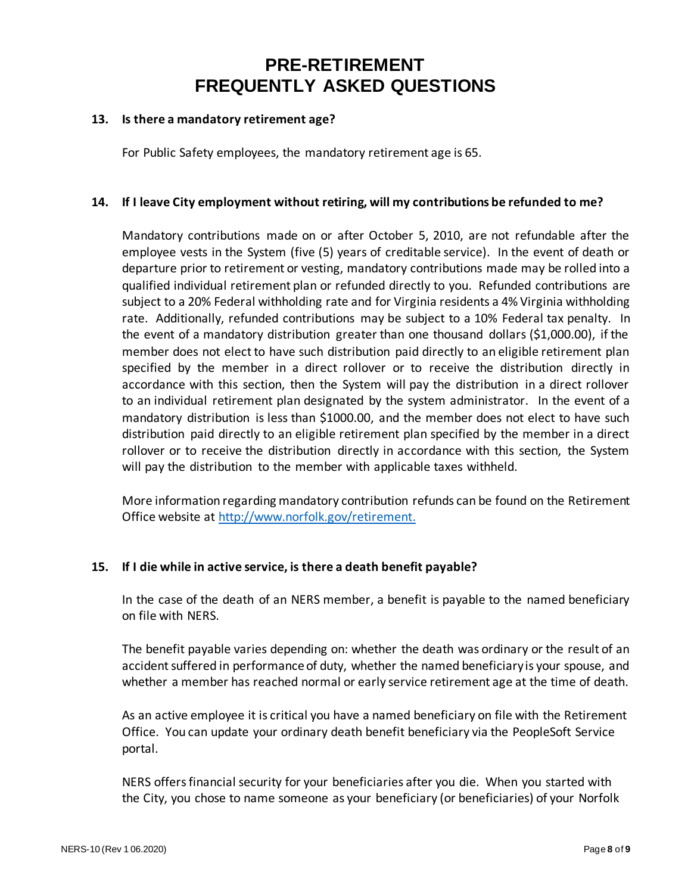# PRE-RETIREMENT FREQUENTLY ASKED QUESTIONS

**13. Is there a mandatory retirement age?**

For Public Safety employees, the mandatory retirement age is 65.

**14. If I leave City employment without retiring, will my contributions be refunded to me?**

Mandatory contributions made on or after October 5, 2010, are not refundable after the employee vests in the System (five (5) years of creditable service). In the event of death or departure prior to retirement or vesting, mandatory contributions made may be rolled into a qualified individual retirement plan or refunded directly to you. Refunded contributions are subject to a 20% Federal withholding rate and for Virginia residents a 4% Virginia withholding rate. Additionally, refunded contributions may be subject to a 10% Federal tax penalty. In the event of a mandatory distribution greater than one thousand dollars ($1,000.00), if the member does not elect to have such distribution paid directly to an eligible retirement plan specified by the member in a direct rollover or to receive the distribution directly in accordance with this section, then the System will pay the distribution in a direct rollover to an individual retirement plan designated by the system administrator. In the event of a mandatory distribution is less than $1000.00, and the member does not elect to have such distribution paid directly to an eligible retirement plan specified by the member in a direct rollover or to receive the distribution directly in accordance with this section, the System will pay the distribution to the member with applicable taxes withheld.

More information regarding mandatory contribution refunds can be found on the Retirement Office website at [http://www.norfolk.gov/retirement.](http://www.norfolk.gov/retirement)

**15. If I die while in active service, is there a death benefit payable?**

In the case of the death of an NERS member, a benefit is payable to the named beneficiary on file with NERS.

The benefit payable varies depending on: whether the death was ordinary or the result of an accident suffered in performance of duty, whether the named beneficiary is your spouse, and whether a member has reached normal or early service retirement age at the time of death.

As an active employee it is critical you have a named beneficiary on file with the Retirement Office. You can update your ordinary death benefit beneficiary via the PeopleSoft Service portal.

NERS offers financial security for your beneficiaries after you die. When you started with the City, you chose to name someone as your beneficiary (or beneficiaries) of your Norfolk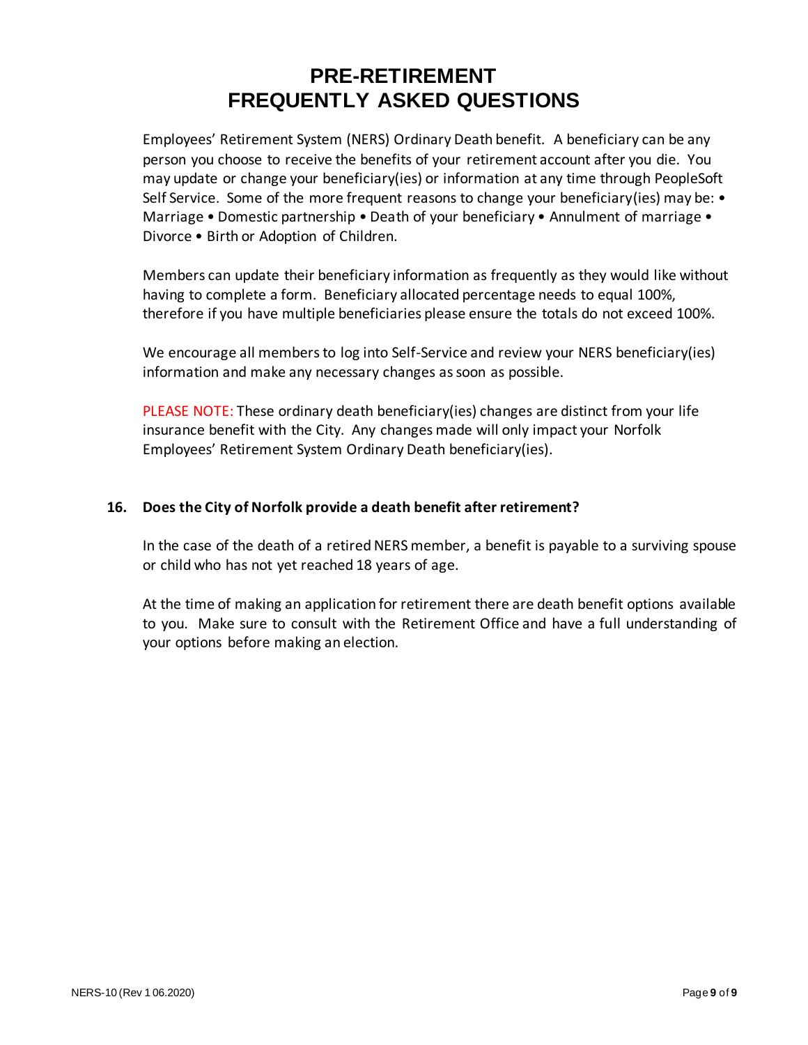# PRE-RETIREMENT FREQUENTLY ASKED QUESTIONS

Employees' Retirement System (NERS) Ordinary Death benefit. A beneficiary can be any person you choose to receive the benefits of your retirement account after you die. You may update or change your beneficiary(ies) or information at any time through PeopleSoft Self Service. Some of the more frequent reasons to change your beneficiary(ies) may be: • Marriage • Domestic partnership • Death of your beneficiary • Annulment of marriage • Divorce • Birth or Adoption of Children.

Members can update their beneficiary information as frequently as they would like without having to complete a form. Beneficiary allocated percentage needs to equal 100%, therefore if you have multiple beneficiaries please ensure the totals do not exceed 100%.

We encourage all members to log into Self-Service and review your NERS beneficiary(ies) information and make any necessary changes as soon as possible.

PLEASE NOTE: These ordinary death beneficiary(ies) changes are distinct from your life insurance benefit with the City. Any changes made will only impact your Norfolk Employees' Retirement System Ordinary Death beneficiary(ies).

**16. Does the City of Norfolk provide a death benefit after retirement?**

In the case of the death of a retired NERS member, a benefit is payable to a surviving spouse or child who has not yet reached 18 years of age.

At the time of making an application for retirement there are death benefit options available to you. Make sure to consult with the Retirement Office and have a full understanding of your options before making an election.